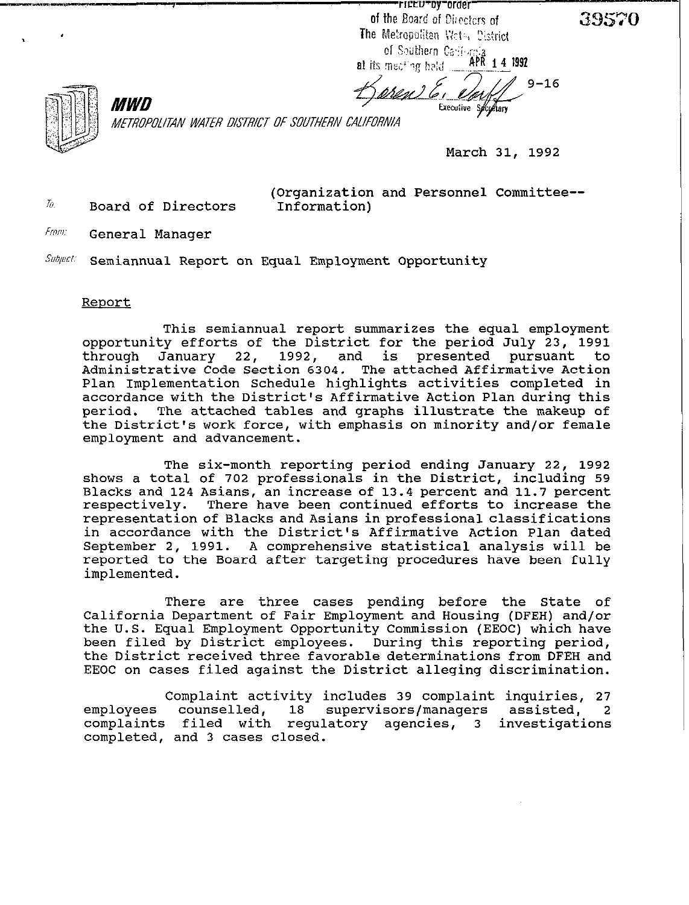FILED by order of the Board of Directors of The Metropolitan Water District of Southern California at its meeting held APR 14 1992

Executive Secretary

9-16

39570

**MWD**

*METROPOLITAN WATER DISTRICT OF SOUTHERN CALIFORNIA*

March 31, 1992

To: Board of Directors (Organization and Personnel Committee--Information)

From: General Manager

Subject: Semiannual Report on Equal Employment Opportunity

Report

This semiannual report summarizes the equal employment opportunity efforts of the District for the period July 23, 1991 through January 22, 1992, and is presented pursuant to Administrative Code Section 6304. The attached Affirmative Action Plan Implementation Schedule highlights activities completed in accordance with the District's Affirmative Action Plan during this period. The attached tables and graphs illustrate the makeup of the District's work force, with emphasis on minority and/or female employment and advancement.

The six-month reporting period ending January 22, 1992 shows a total of 702 professionals in the District, including 59 Blacks and 124 Asians, an increase of 13.4 percent and 11.7 percent respectively. There have been continued efforts to increase the representation of Blacks and Asians in professional classifications in accordance with the District's Affirmative Action Plan dated September 2, 1991. A comprehensive statistical analysis will be reported to the Board after targeting procedures have been fully implemented.

There are three cases pending before the State of California Department of Fair Employment and Housing (DFEH) and/or the U.S. Equal Employment Opportunity Commission (EEOC) which have been filed by District employees. During this reporting period, the District received three favorable determinations from DFEH and EEOC on cases filed against the District alleging discrimination.

Complaint activity includes 39 complaint inquiries, 27 employees counselled, 18 supervisors/managers assisted, 2 complaints filed with regulatory agencies, 3 investigations completed, and 3 cases closed.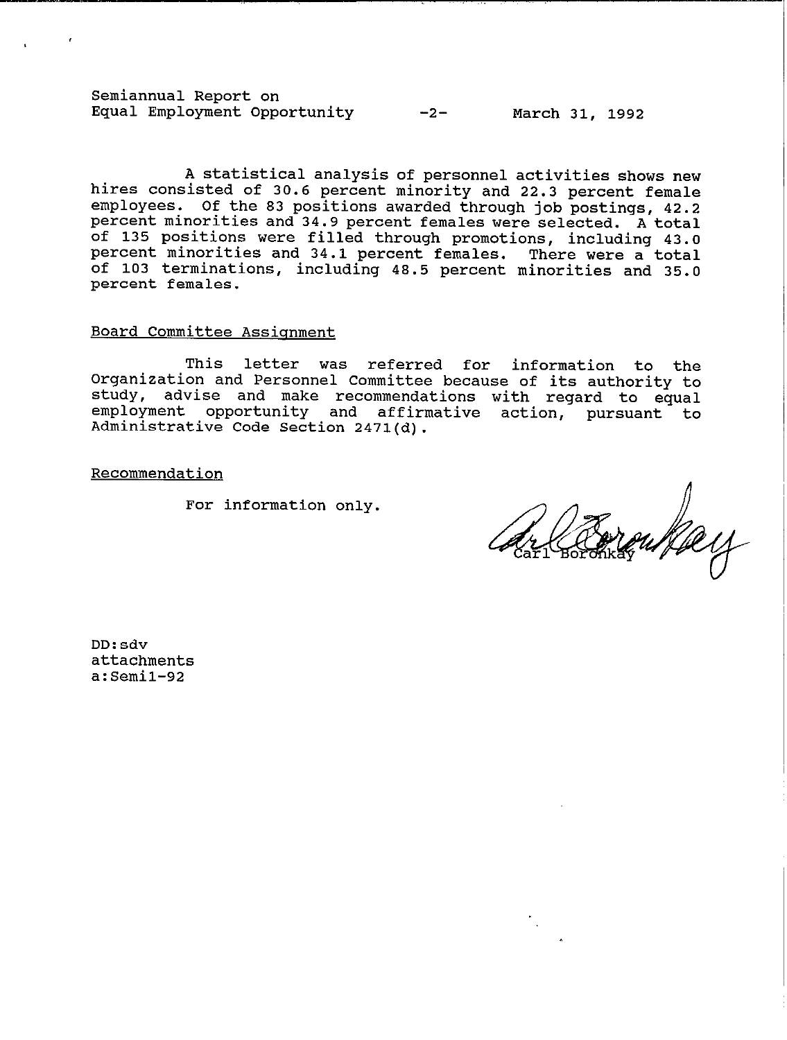A statistical analysis of personnel activities shows new hires consisted of 30.6 percent minority and 22.3 percent female employees. Of the 83 positions awarded through job postings, 42.2 percent minorities and 34.9 percent females were selected. A total of 135 positions were filled through promotions, including 43.0 percent minorities and 34.1 percent females. There were a total of 103 terminations, including 48.5 percent minorities and 35.0 percent females.

Board Committee Assignment

This letter was referred for information to the Organization and Personnel Committee because of its authority to study, advise and make recommendations with regard to equal employment opportunity and affirmative action, pursuant to Administrative Code Section 2471(d).

Recommendation

For information only.

Carl Boronkay

DD:sdv
attachments
a:Semi1-92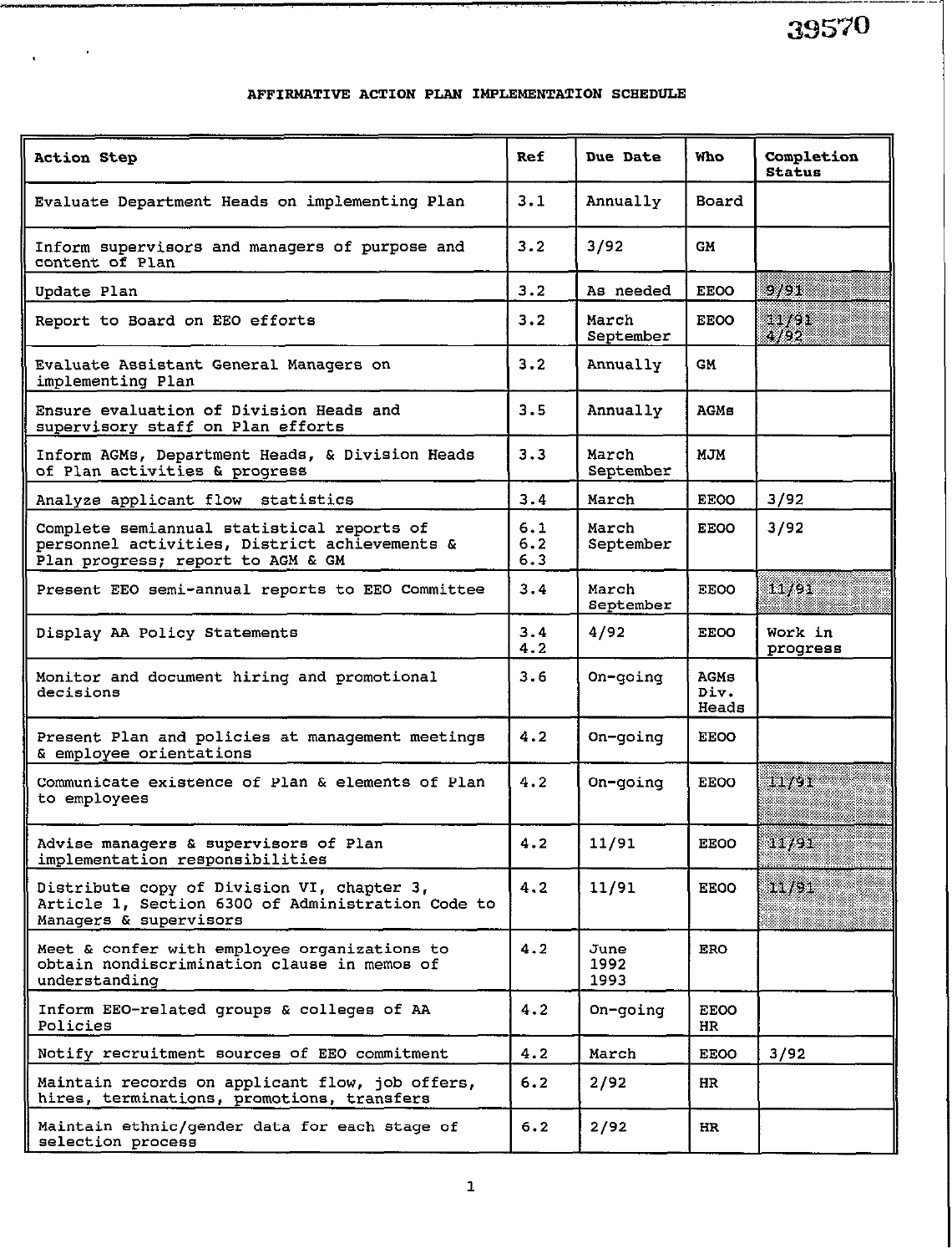39570

# AFFIRMATIVE ACTION PLAN IMPLEMENTATION SCHEDULE

| Action Step | Ref | Due Date | Who | Completion Status |
|---|---|---|---|---|
| Evaluate Department Heads on implementing Plan | 3.1 | Annually | Board | |
| Inform supervisors and managers of purpose and content of Plan | 3.2 | 3/92 | GM | |
| Update Plan | 3.2 | As needed | EEOO | 9/91 |
| Report to Board on EEO efforts | 3.2 | March September | EEOO | 11/91 4/92 |
| Evaluate Assistant General Managers on implementing Plan | 3.2 | Annually | GM | |
| Ensure evaluation of Division Heads and supervisory staff on Plan efforts | 3.5 | Annually | AGMs | |
| Inform AGMs, Department Heads, & Division Heads of Plan activities & progress | 3.3 | March September | MJM | |
| Analyze applicant flow statistics | 3.4 | March | EEOO | 3/92 |
| Complete semiannual statistical reports of personnel activities, District achievements & Plan progress; report to AGM & GM | 6.1 6.2 6.3 | March September | EEOO | 3/92 |
| Present EEO semi-annual reports to EEO Committee | 3.4 | March September | EEOO | 11/91 |
| Display AA Policy Statements | 3.4 4.2 | 4/92 | EEOO | Work in progress |
| Monitor and document hiring and promotional decisions | 3.6 | On-going | AGMs Div. Heads | |
| Present Plan and policies at management meetings & employee orientations | 4.2 | On-going | EEOO | |
| Communicate existence of Plan & elements of Plan to employees | 4.2 | On-going | EEOO | 11/91 |
| Advise managers & supervisors of Plan implementation responsibilities | 4.2 | 11/91 | EEOO | 11/91 |
| Distribute copy of Division VI, chapter 3, Article 1, Section 6300 of Administration Code to Managers & supervisors | 4.2 | 11/91 | EEOO | 11/91 |
| Meet & confer with employee organizations to obtain nondiscrimination clause in memos of understanding | 4.2 | June 1992 1993 | ERO | |
| Inform EEO-related groups & colleges of AA Policies | 4.2 | On-going | EEOO HR | |
| Notify recruitment sources of EEO commitment | 4.2 | March | EEOO | 3/92 |
| Maintain records on applicant flow, job offers, hires, terminations, promotions, transfers | 6.2 | 2/92 | HR | |
| Maintain ethnic/gender data for each stage of selection process | 6.2 | 2/92 | HR | |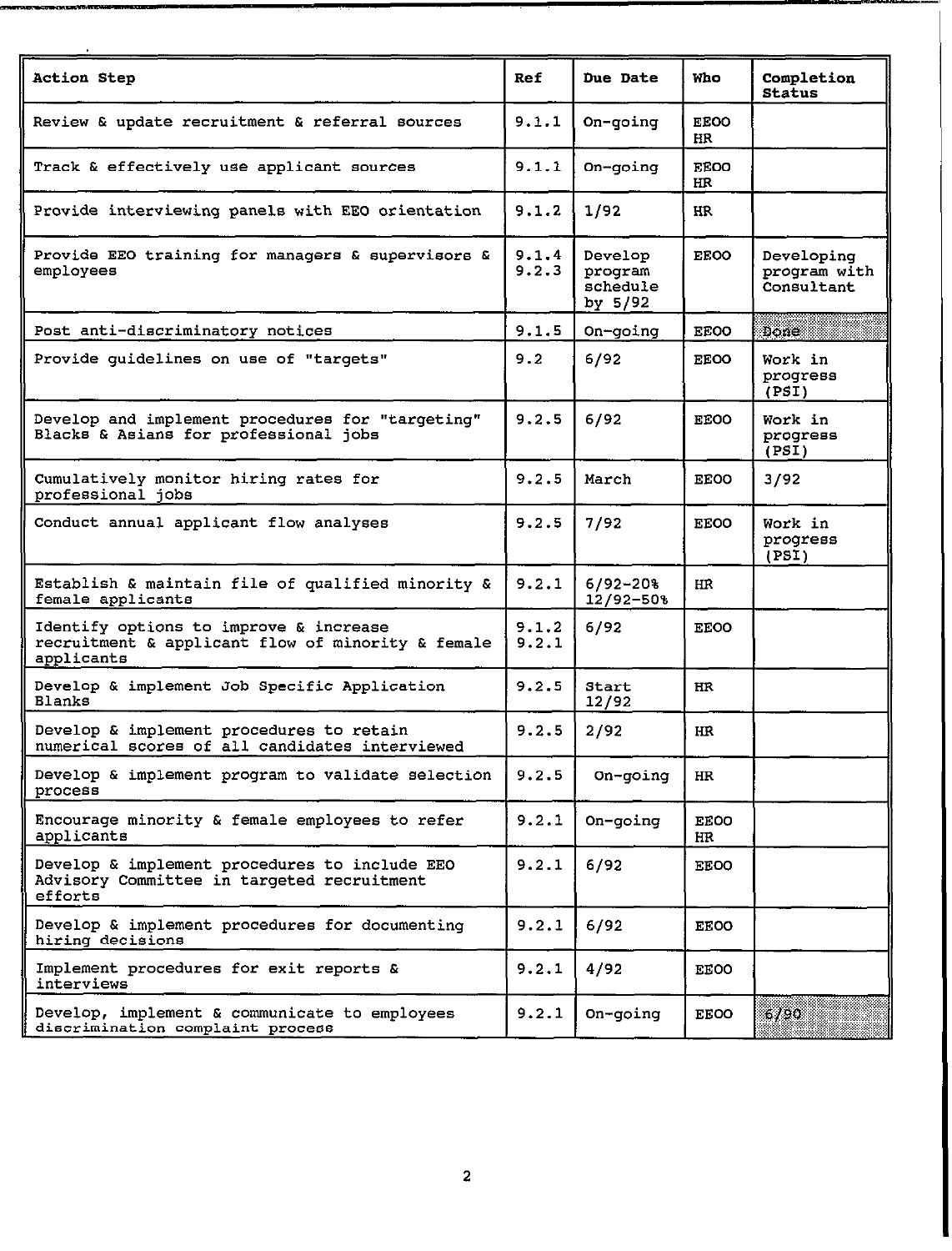| Action Step | Ref | Due Date | Who | Completion Status |
|---|---|---|---|---|
| Review & update recruitment & referral sources | 9.1.1 | On-going | EEOO HR | |
| Track & effectively use applicant sources | 9.1.1 | On-going | EEOO HR | |
| Provide interviewing panels with EEO orientation | 9.1.2 | 1/92 | HR | |
| Provide EEO training for managers & supervisors & employees | 9.1.4 9.2.3 | Develop program schedule by 5/92 | EEOO | Developing program with Consultant |
| Post anti-discriminatory notices | 9.1.5 | On-going | EEOO | Done |
| Provide guidelines on use of "targets" | 9.2 | 6/92 | EEOO | Work in progress (PSI) |
| Develop and implement procedures for "targeting" Blacks & Asians for professional jobs | 9.2.5 | 6/92 | EEOO | Work in progress (PSI) |
| Cumulatively monitor hiring rates for professional jobs | 9.2.5 | March | EEOO | 3/92 |
| Conduct annual applicant flow analyses | 9.2.5 | 7/92 | EEOO | Work in progress (PSI) |
| Establish & maintain file of qualified minority & female applicants | 9.2.1 | 6/92-20% 12/92-50% | HR | |
| Identify options to improve & increase recruitment & applicant flow of minority & female applicants | 9.1.2 9.2.1 | 6/92 | EEOO | |
| Develop & implement Job Specific Application Blanks | 9.2.5 | Start 12/92 | HR | |
| Develop & implement procedures to retain numerical scores of all candidates interviewed | 9.2.5 | 2/92 | HR | |
| Develop & implement program to validate selection process | 9.2.5 | On-going | HR | |
| Encourage minority & female employees to refer applicants | 9.2.1 | On-going | EEOO HR | |
| Develop & implement procedures to include EEO Advisory Committee in targeted recruitment efforts | 9.2.1 | 6/92 | EEOO | |
| Develop & implement procedures for documenting hiring decisions | 9.2.1 | 6/92 | EEOO | |
| Implement procedures for exit reports & interviews | 9.2.1 | 4/92 | EEOO | |
| Develop, implement & communicate to employees discrimination complaint process | 9.2.1 | On-going | EEOO | 6/90 |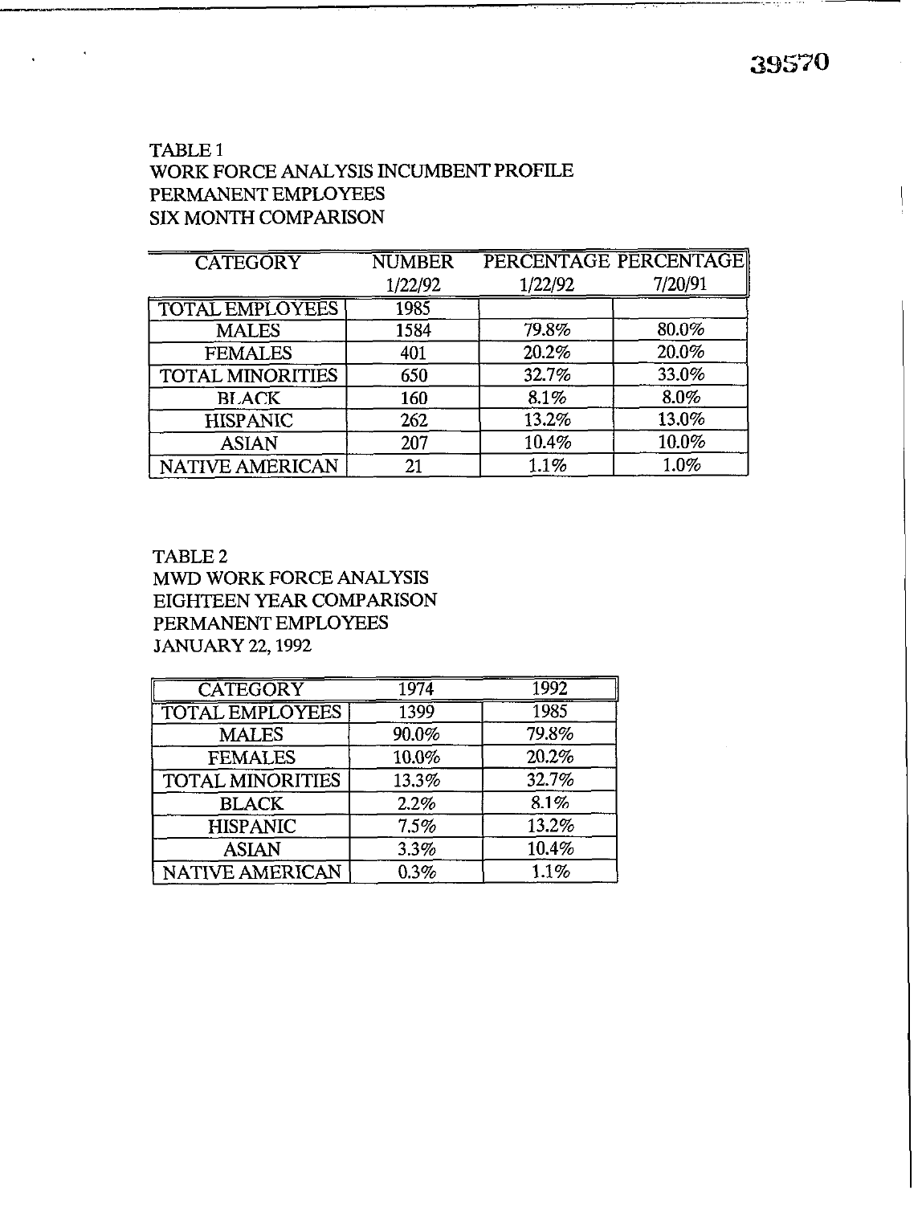TABLE 1
WORK FORCE ANALYSIS INCUMBENT PROFILE
PERMANENT EMPLOYEES
SIX MONTH COMPARISON

| CATEGORY | NUMBER 1/22/92 | PERCENTAGE 1/22/92 | PERCENTAGE 7/20/91 |
|---|---|---|---|
| TOTAL EMPLOYEES | 1985 | | |
| MALES | 1584 | 79.8% | 80.0% |
| FEMALES | 401 | 20.2% | 20.0% |
| TOTAL MINORITIES | 650 | 32.7% | 33.0% |
| BLACK | 160 | 8.1% | 8.0% |
| HISPANIC | 262 | 13.2% | 13.0% |
| ASIAN | 207 | 10.4% | 10.0% |
| NATIVE AMERICAN | 21 | 1.1% | 1.0% |

TABLE 2
MWD WORK FORCE ANALYSIS
EIGHTEEN YEAR COMPARISON
PERMANENT EMPLOYEES
JANUARY 22, 1992

| CATEGORY | 1974 | 1992 |
|---|---|---|
| TOTAL EMPLOYEES | 1399 | 1985 |
| MALES | 90.0% | 79.8% |
| FEMALES | 10.0% | 20.2% |
| TOTAL MINORITIES | 13.3% | 32.7% |
| BLACK | 2.2% | 8.1% |
| HISPANIC | 7.5% | 13.2% |
| ASIAN | 3.3% | 10.4% |
| NATIVE AMERICAN | 0.3% | 1.1% |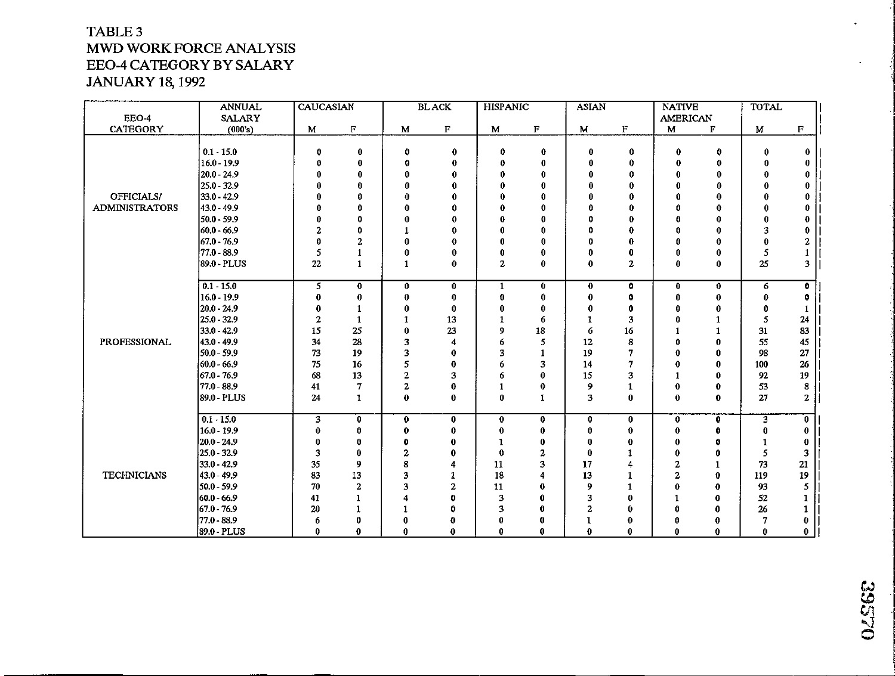TABLE 3
MWD WORK FORCE ANALYSIS
EEO-4 CATEGORY BY SALARY
JANUARY 18, 1992

| EEO-4 CATEGORY | ANNUAL SALARY (000's) | CAUCASIAN M | CAUCASIAN F | BLACK M | BLACK F | HISPANIC M | HISPANIC F | ASIAN M | ASIAN F | NATIVE AMERICAN M | NATIVE AMERICAN F | TOTAL M | TOTAL F |
|---|---|---|---|---|---|---|---|---|---|---|---|---|---|
| OFFICIALS/ ADMINISTRATORS | 0.1 - 15.0 | 0 | 0 | 0 | 0 | 0 | 0 | 0 | 0 | 0 | 0 | 0 | 0 |
| | 16.0 - 19.9 | 0 | 0 | 0 | 0 | 0 | 0 | 0 | 0 | 0 | 0 | 0 | 0 |
| | 20.0 - 24.9 | 0 | 0 | 0 | 0 | 0 | 0 | 0 | 0 | 0 | 0 | 0 | 0 |
| | 25.0 - 32.9 | 0 | 0 | 0 | 0 | 0 | 0 | 0 | 0 | 0 | 0 | 0 | 0 |
| | 33.0 - 42.9 | 0 | 0 | 0 | 0 | 0 | 0 | 0 | 0 | 0 | 0 | 0 | 0 |
| | 43.0 - 49.9 | 0 | 0 | 0 | 0 | 0 | 0 | 0 | 0 | 0 | 0 | 0 | 0 |
| | 50.0 - 59.9 | 0 | 0 | 0 | 0 | 0 | 0 | 0 | 0 | 0 | 0 | 0 | 0 |
| | 60.0 - 66.9 | 2 | 0 | 1 | 0 | 0 | 0 | 0 | 0 | 0 | 0 | 3 | 0 |
| | 67.0 - 76.9 | 0 | 2 | 0 | 0 | 0 | 0 | 0 | 0 | 0 | 0 | 0 | 2 |
| | 77.0 - 88.9 | 5 | 1 | 0 | 0 | 0 | 0 | 0 | 0 | 0 | 0 | 5 | 1 |
| | 89.0 - PLUS | 22 | 1 | 1 | 0 | 2 | 0 | 0 | 2 | 0 | 0 | 25 | 3 |
| PROFESSIONAL | 0.1 - 15.0 | 5 | 0 | 0 | 0 | 1 | 0 | 0 | 0 | 0 | 0 | 6 | 0 |
| | 16.0 - 19.9 | 0 | 0 | 0 | 0 | 0 | 0 | 0 | 0 | 0 | 0 | 0 | 0 |
| | 20.0 - 24.9 | 0 | 1 | 0 | 0 | 0 | 0 | 0 | 0 | 0 | 0 | 0 | 1 |
| | 25.0 - 32.9 | 2 | 1 | 1 | 13 | 1 | 6 | 1 | 3 | 0 | 1 | 5 | 24 |
| | 33.0 - 42.9 | 15 | 25 | 0 | 23 | 9 | 18 | 6 | 16 | 1 | 1 | 31 | 83 |
| | 43.0 - 49.9 | 34 | 28 | 3 | 4 | 6 | 5 | 12 | 8 | 0 | 0 | 55 | 45 |
| | 50.0 - 59.9 | 73 | 19 | 3 | 0 | 3 | 1 | 19 | 7 | 0 | 0 | 98 | 27 |
| | 60.0 - 66.9 | 75 | 16 | 5 | 0 | 6 | 3 | 14 | 7 | 0 | 0 | 100 | 26 |
| | 67.0 - 76.9 | 68 | 13 | 2 | 3 | 6 | 0 | 15 | 3 | 1 | 0 | 92 | 19 |
| | 77.0 - 88.9 | 41 | 7 | 2 | 0 | 1 | 0 | 9 | 1 | 0 | 0 | 53 | 8 |
| | 89.0 - PLUS | 24 | 1 | 0 | 0 | 0 | 1 | 3 | 0 | 0 | 0 | 27 | 2 |
| TECHNICIANS | 0.1 - 15.0 | 3 | 0 | 0 | 0 | 0 | 0 | 0 | 0 | 0 | 0 | 3 | 0 |
| | 16.0 - 19.9 | 0 | 0 | 0 | 0 | 0 | 0 | 0 | 0 | 0 | 0 | 0 | 0 |
| | 20.0 - 24.9 | 0 | 0 | 0 | 0 | 1 | 0 | 0 | 0 | 0 | 0 | 1 | 0 |
| | 25.0 - 32.9 | 3 | 0 | 2 | 0 | 0 | 2 | 0 | 1 | 0 | 0 | 5 | 3 |
| | 33.0 - 42.9 | 35 | 9 | 8 | 4 | 11 | 3 | 17 | 4 | 2 | 1 | 73 | 21 |
| | 43.0 - 49.9 | 83 | 13 | 3 | 1 | 18 | 4 | 13 | 1 | 2 | 0 | 119 | 19 |
| | 50.0 - 59.9 | 70 | 2 | 3 | 2 | 11 | 0 | 9 | 1 | 0 | 0 | 93 | 5 |
| | 60.0 - 66.9 | 41 | 1 | 4 | 0 | 3 | 0 | 3 | 0 | 1 | 0 | 52 | 1 |
| | 67.0 - 76.9 | 20 | 1 | 1 | 0 | 3 | 0 | 2 | 0 | 0 | 0 | 26 | 1 |
| | 77.0 - 88.9 | 6 | 0 | 0 | 0 | 0 | 0 | 1 | 0 | 0 | 0 | 7 | 0 |
| | 89.0 - PLUS | 0 | 0 | 0 | 0 | 0 | 0 | 0 | 0 | 0 | 0 | 0 | 0 |

39570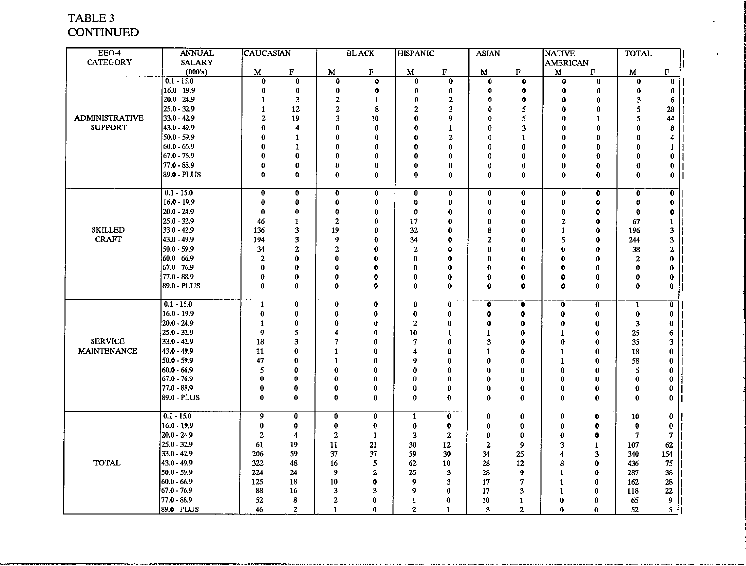TABLE 3
CONTINUED

| EEO-4 CATEGORY | ANNUAL SALARY (000's) | CAUCASIAN | | BLACK | | HISPANIC | | ASIAN | | NATIVE AMERICAN | | TOTAL | |
|---|---|---|---|---|---|---|---|---|---|---|---|---|---|
| | | M | F | M | F | M | F | M | F | M | F | M | F |
| ADMINISTRATIVE SUPPORT | 0.1 - 15.0 | 0 | 0 | 0 | 0 | 0 | 0 | 0 | 0 | 0 | 0 | 0 | 0 |
| | 16.0 - 19.9 | 0 | 0 | 0 | 0 | 0 | 0 | 0 | 0 | 0 | 0 | 0 | 0 |
| | 20.0 - 24.9 | 1 | 3 | 2 | 1 | 0 | 2 | 0 | 0 | 0 | 0 | 3 | 6 |
| | 25.0 - 32.9 | 1 | 12 | 2 | 8 | 2 | 3 | 0 | 5 | 0 | 0 | 5 | 28 |
| | 33.0 - 42.9 | 2 | 19 | 3 | 10 | 0 | 9 | 0 | 5 | 0 | 1 | 5 | 44 |
| | 43.0 - 49.9 | 0 | 4 | 0 | 0 | 0 | 1 | 0 | 3 | 0 | 0 | 0 | 8 |
| | 50.0 - 59.9 | 0 | 1 | 0 | 0 | 0 | 2 | 0 | 1 | 0 | 0 | 0 | 4 |
| | 60.0 - 66.9 | 0 | 1 | 0 | 0 | 0 | 0 | 0 | 0 | 0 | 0 | 0 | 1 |
| | 67.0 - 76.9 | 0 | 0 | 0 | 0 | 0 | 0 | 0 | 0 | 0 | 0 | 0 | 0 |
| | 77.0 - 88.9 | 0 | 0 | 0 | 0 | 0 | 0 | 0 | 0 | 0 | 0 | 0 | 0 |
| | 89.0 - PLUS | 0 | 0 | 0 | 0 | 0 | 0 | 0 | 0 | 0 | 0 | 0 | 0 |
| SKILLED CRAFT | 0.1 - 15.0 | 0 | 0 | 0 | 0 | 0 | 0 | 0 | 0 | 0 | 0 | 0 | 0 |
| | 16.0 - 19.9 | 0 | 0 | 0 | 0 | 0 | 0 | 0 | 0 | 0 | 0 | 0 | 0 |
| | 20.0 - 24.9 | 0 | 0 | 0 | 0 | 0 | 0 | 0 | 0 | 0 | 0 | 0 | 0 |
| | 25.0 - 32.9 | 46 | 1 | 2 | 0 | 17 | 0 | 0 | 0 | 2 | 0 | 67 | 1 |
| | 33.0 - 42.9 | 136 | 3 | 19 | 0 | 32 | 0 | 8 | 0 | 1 | 0 | 196 | 3 |
| | 43.0 - 49.9 | 194 | 3 | 9 | 0 | 34 | 0 | 2 | 0 | 5 | 0 | 244 | 3 |
| | 50.0 - 59.9 | 34 | 2 | 2 | 0 | 2 | 0 | 0 | 0 | 0 | 0 | 38 | 2 |
| | 60.0 - 66.9 | 2 | 0 | 0 | 0 | 0 | 0 | 0 | 0 | 0 | 0 | 2 | 0 |
| | 67.0 - 76.9 | 0 | 0 | 0 | 0 | 0 | 0 | 0 | 0 | 0 | 0 | 0 | 0 |
| | 77.0 - 88.9 | 0 | 0 | 0 | 0 | 0 | 0 | 0 | 0 | 0 | 0 | 0 | 0 |
| | 89.0 - PLUS | 0 | 0 | 0 | 0 | 0 | 0 | 0 | 0 | 0 | 0 | 0 | 0 |
| SERVICE MAINTENANCE | 0.1 - 15.0 | 1 | 0 | 0 | 0 | 0 | 0 | 0 | 0 | 0 | 0 | 1 | 0 |
| | 16.0 - 19.9 | 0 | 0 | 0 | 0 | 0 | 0 | 0 | 0 | 0 | 0 | 0 | 0 |
| | 20.0 - 24.9 | 1 | 0 | 0 | 0 | 2 | 0 | 0 | 0 | 0 | 0 | 3 | 0 |
| | 25.0 - 32.9 | 9 | 5 | 4 | 0 | 10 | 1 | 1 | 0 | 1 | 0 | 25 | 6 |
| | 33.0 - 42.9 | 18 | 3 | 7 | 0 | 7 | 0 | 3 | 0 | 0 | 0 | 35 | 3 |
| | 43.0 - 49.9 | 11 | 0 | 1 | 0 | 4 | 0 | 1 | 0 | 1 | 0 | 18 | 0 |
| | 50.0 - 59.9 | 47 | 0 | 1 | 0 | 9 | 0 | 0 | 0 | 1 | 0 | 58 | 0 |
| | 60.0 - 66.9 | 5 | 0 | 0 | 0 | 0 | 0 | 0 | 0 | 0 | 0 | 5 | 0 |
| | 67.0 - 76.9 | 0 | 0 | 0 | 0 | 0 | 0 | 0 | 0 | 0 | 0 | 0 | 0 |
| | 77.0 - 88.9 | 0 | 0 | 0 | 0 | 0 | 0 | 0 | 0 | 0 | 0 | 0 | 0 |
| | 89.0 - PLUS | 0 | 0 | 0 | 0 | 0 | 0 | 0 | 0 | 0 | 0 | 0 | 0 |
| TOTAL | 0.1 - 15.0 | 9 | 0 | 0 | 0 | 1 | 0 | 0 | 0 | 0 | 0 | 10 | 0 |
| | 16.0 - 19.9 | 0 | 0 | 0 | 0 | 0 | 0 | 0 | 0 | 0 | 0 | 0 | 0 |
| | 20.0 - 24.9 | 2 | 4 | 2 | 1 | 3 | 2 | 0 | 0 | 0 | 0 | 7 | 7 |
| | 25.0 - 32.9 | 61 | 19 | 11 | 21 | 30 | 12 | 2 | 9 | 3 | 1 | 107 | 62 |
| | 33.0 - 42.9 | 206 | 59 | 37 | 37 | 59 | 30 | 34 | 25 | 4 | 3 | 340 | 154 |
| | 43.0 - 49.9 | 322 | 48 | 16 | 5 | 62 | 10 | 28 | 12 | 8 | 0 | 436 | 75 |
| | 50.0 - 59.9 | 224 | 24 | 9 | 2 | 25 | 3 | 28 | 9 | 1 | 0 | 287 | 38 |
| | 60.0 - 66.9 | 125 | 18 | 10 | 0 | 9 | 3 | 17 | 7 | 1 | 0 | 162 | 28 |
| | 67.0 - 76.9 | 88 | 16 | 3 | 3 | 9 | 0 | 17 | 3 | 1 | 0 | 118 | 22 |
| | 77.0 - 88.9 | 52 | 8 | 2 | 0 | 1 | 0 | 10 | 1 | 0 | 0 | 65 | 9 |
| | 89.0 - PLUS | 46 | 2 | 1 | 0 | 2 | 1 | 3 | 2 | 0 | 0 | 52 | 5 |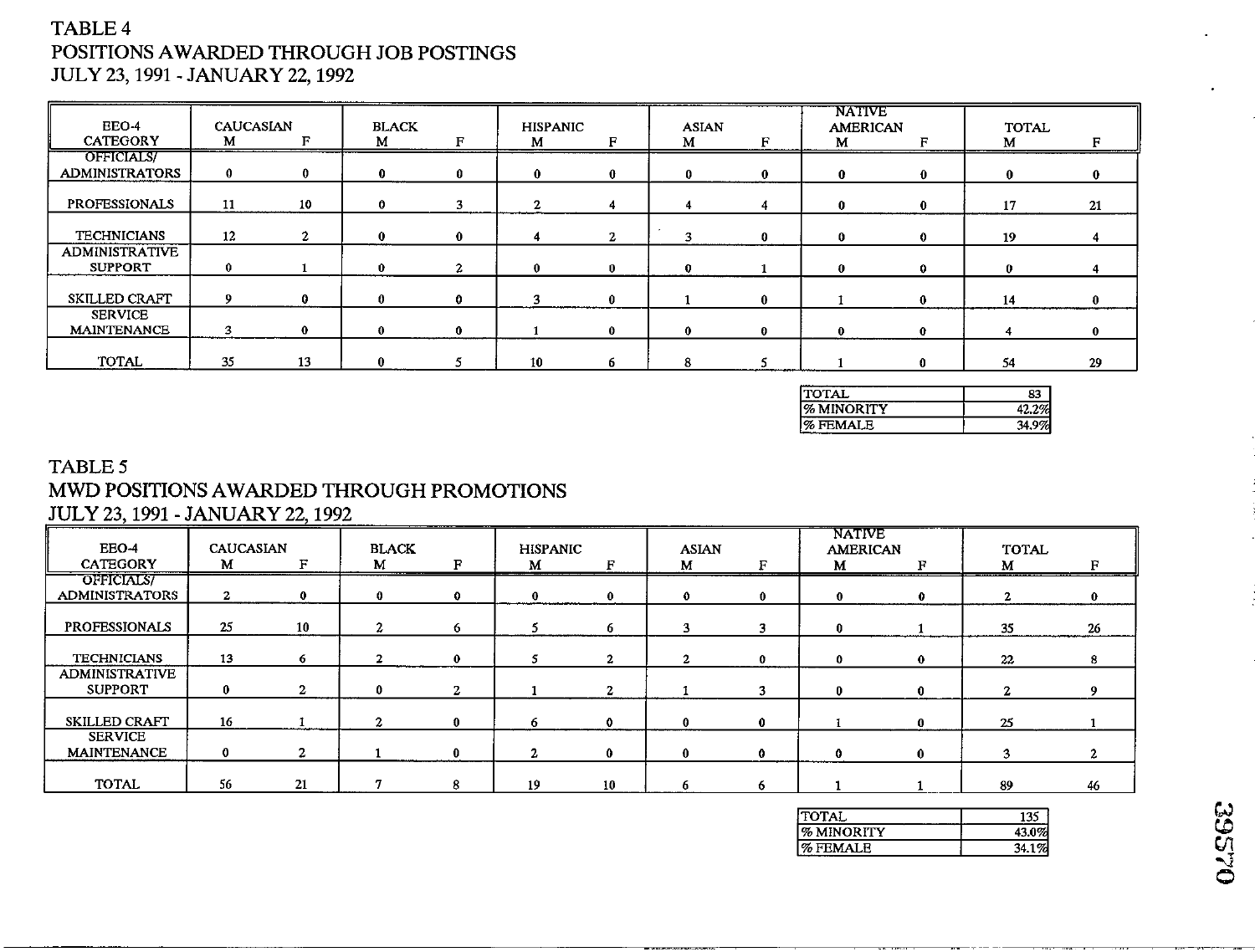TABLE 4
POSITIONS AWARDED THROUGH JOB POSTINGS
JULY 23, 1991 - JANUARY 22, 1992

| EEO-4 CATEGORY | CAUCASIAN M | CAUCASIAN F | BLACK M | BLACK F | HISPANIC M | HISPANIC F | ASIAN M | ASIAN F | NATIVE AMERICAN M | NATIVE AMERICAN F | TOTAL M | TOTAL F |
|---|---|---|---|---|---|---|---|---|---|---|---|---|
| OFFICIALS/ ADMINISTRATORS | 0 | 0 | 0 | 0 | 0 | 0 | 0 | 0 | 0 | 0 | 0 | 0 |
| PROFESSIONALS | 11 | 10 | 0 | 3 | 2 | 4 | 4 | 4 | 0 | 0 | 17 | 21 |
| TECHNICIANS | 12 | 2 | 0 | 0 | 4 | 2 | 3 | 0 | 0 | 0 | 19 | 4 |
| ADMINISTRATIVE SUPPORT | 0 | 1 | 0 | 2 | 0 | 0 | 0 | 1 | 0 | 0 | 0 | 4 |
| SKILLED CRAFT | 9 | 0 | 0 | 0 | 3 | 0 | 1 | 0 | 1 | 0 | 14 | 0 |
| SERVICE MAINTENANCE | 3 | 0 | 0 | 0 | 1 | 0 | 0 | 0 | 0 | 0 | 4 | 0 |
| TOTAL | 35 | 13 | 0 | 5 | 10 | 6 | 8 | 5 | 1 | 0 | 54 | 29 |

| | |
|---|---|
| TOTAL | 83 |
| % MINORITY | 42.2% |
| % FEMALE | 34.9% |

TABLE 5
MWD POSITIONS AWARDED THROUGH PROMOTIONS
JULY 23, 1991 - JANUARY 22, 1992

| EEO-4 CATEGORY | CAUCASIAN M | CAUCASIAN F | BLACK M | BLACK F | HISPANIC M | HISPANIC F | ASIAN M | ASIAN F | NATIVE AMERICAN M | NATIVE AMERICAN F | TOTAL M | TOTAL F |
|---|---|---|---|---|---|---|---|---|---|---|---|---|
| OFFICIALS/ ADMINISTRATORS | 2 | 0 | 0 | 0 | 0 | 0 | 0 | 0 | 0 | 0 | 2 | 0 |
| PROFESSIONALS | 25 | 10 | 2 | 6 | 5 | 6 | 3 | 3 | 0 | 1 | 35 | 26 |
| TECHNICIANS | 13 | 6 | 2 | 0 | 5 | 2 | 2 | 0 | 0 | 0 | 22 | 8 |
| ADMINISTRATIVE SUPPORT | 0 | 2 | 0 | 2 | 1 | 2 | 1 | 3 | 0 | 0 | 2 | 9 |
| SKILLED CRAFT | 16 | 1 | 2 | 0 | 6 | 0 | 0 | 0 | 1 | 0 | 25 | 1 |
| SERVICE MAINTENANCE | 0 | 2 | 1 | 0 | 2 | 0 | 0 | 0 | 0 | 0 | 3 | 2 |
| TOTAL | 56 | 21 | 7 | 8 | 19 | 10 | 6 | 6 | 1 | 1 | 89 | 46 |

| | |
|---|---|
| TOTAL | 135 |
| % MINORITY | 43.0% |
| % FEMALE | 34.1% |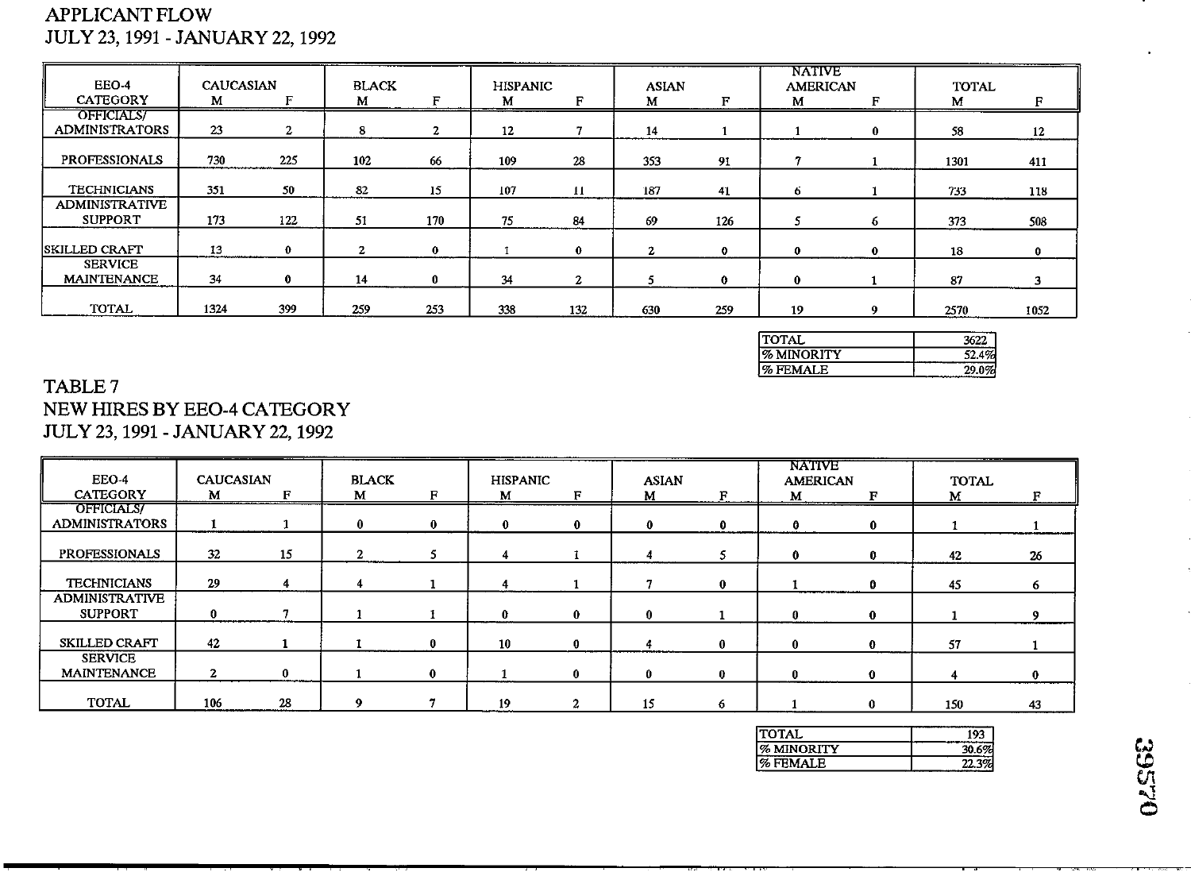## APPLICANT FLOW
## JULY 23, 1991 - JANUARY 22, 1992

| EEO-4 CATEGORY | CAUCASIAN M | CAUCASIAN F | BLACK M | BLACK F | HISPANIC M | HISPANIC F | ASIAN M | ASIAN F | NATIVE AMERICAN M | NATIVE AMERICAN F | TOTAL M | TOTAL F |
|---|---|---|---|---|---|---|---|---|---|---|---|---|
| OFFICIALS/ ADMINISTRATORS | 23 | 2 | 8 | 2 | 12 | 7 | 14 | 1 | 1 | 0 | 58 | 12 |
| PROFESSIONALS | 730 | 225 | 102 | 66 | 109 | 28 | 353 | 91 | 7 | 1 | 1301 | 411 |
| TECHNICIANS | 351 | 50 | 82 | 15 | 107 | 11 | 187 | 41 | 6 | 1 | 733 | 118 |
| ADMINISTRATIVE SUPPORT | 173 | 122 | 51 | 170 | 75 | 84 | 69 | 126 | 5 | 6 | 373 | 508 |
| SKILLED CRAFT | 13 | 0 | 2 | 0 | 1 | 0 | 2 | 0 | 0 | 0 | 18 | 0 |
| SERVICE MAINTENANCE | 34 | 0 | 14 | 0 | 34 | 2 | 5 | 0 | 0 | 1 | 87 | 3 |
| TOTAL | 1324 | 399 | 259 | 253 | 338 | 132 | 630 | 259 | 19 | 9 | 2570 | 1052 |

| | |
|---|---|
| TOTAL | 3622 |
| % MINORITY | 52.4% |
| % FEMALE | 29.0% |

## TABLE 7
## NEW HIRES BY EEO-4 CATEGORY
## JULY 23, 1991 - JANUARY 22, 1992

| EEO-4 CATEGORY | CAUCASIAN M | CAUCASIAN F | BLACK M | BLACK F | HISPANIC M | HISPANIC F | ASIAN M | ASIAN F | NATIVE AMERICAN M | NATIVE AMERICAN F | TOTAL M | TOTAL F |
|---|---|---|---|---|---|---|---|---|---|---|---|---|
| OFFICIALS/ ADMINISTRATORS | 1 | 1 | 0 | 0 | 0 | 0 | 0 | 0 | 0 | 0 | 1 | 1 |
| PROFESSIONALS | 32 | 15 | 2 | 5 | 4 | 1 | 4 | 5 | 0 | 0 | 42 | 26 |
| TECHNICIANS | 29 | 4 | 4 | 1 | 4 | 1 | 7 | 0 | 1 | 0 | 45 | 6 |
| ADMINISTRATIVE SUPPORT | 0 | 7 | 1 | 1 | 0 | 0 | 0 | 1 | 0 | 0 | 1 | 9 |
| SKILLED CRAFT | 42 | 1 | 1 | 0 | 10 | 0 | 4 | 0 | 0 | 0 | 57 | 1 |
| SERVICE MAINTENANCE | 2 | 0 | 1 | 0 | 1 | 0 | 0 | 0 | 0 | 0 | 4 | 0 |
| TOTAL | 106 | 28 | 9 | 7 | 19 | 2 | 15 | 6 | 1 | 0 | 150 | 43 |

| | |
|---|---|
| TOTAL | 193 |
| % MINORITY | 30.6% |
| % FEMALE | 22.3% |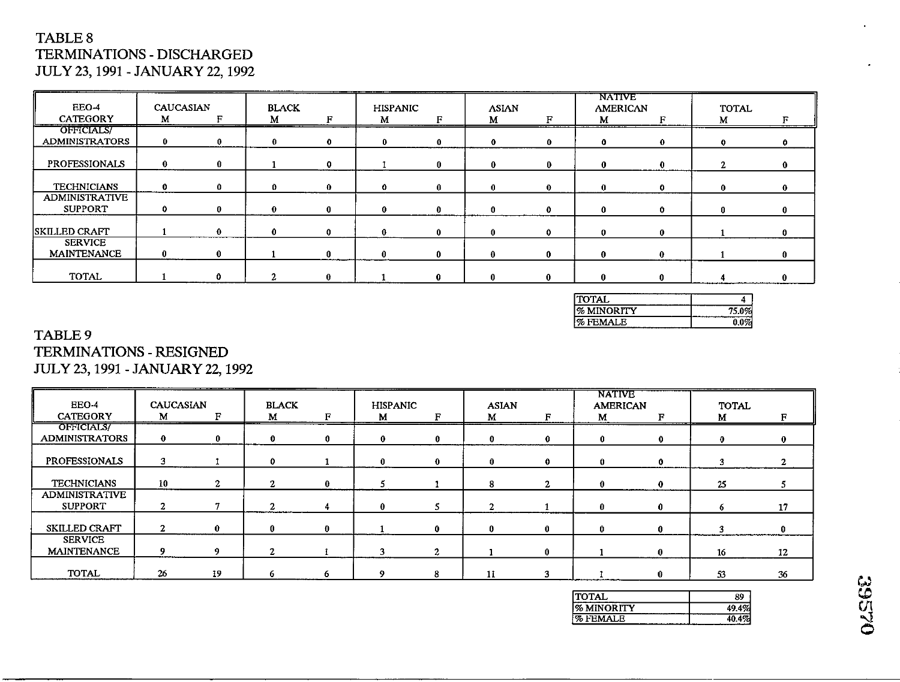# TABLE 8
# TERMINATIONS - DISCHARGED
# JULY 23, 1991 - JANUARY 22, 1992

| EEO-4 CATEGORY | CAUCASIAN M | CAUCASIAN F | BLACK M | BLACK F | HISPANIC M | HISPANIC F | ASIAN M | ASIAN F | NATIVE AMERICAN M | NATIVE AMERICAN F | TOTAL M | TOTAL F |
|---|---|---|---|---|---|---|---|---|---|---|---|---|
| OFFICIALS/ ADMINISTRATORS | 0 | 0 | 0 | 0 | 0 | 0 | 0 | 0 | 0 | 0 | 0 | 0 |
| PROFESSIONALS | 0 | 0 | 1 | 0 | 1 | 0 | 0 | 0 | 0 | 0 | 2 | 0 |
| TECHNICIANS | 0 | 0 | 0 | 0 | 0 | 0 | 0 | 0 | 0 | 0 | 0 | 0 |
| ADMINISTRATIVE SUPPORT | 0 | 0 | 0 | 0 | 0 | 0 | 0 | 0 | 0 | 0 | 0 | 0 |
| SKILLED CRAFT | 1 | 0 | 0 | 0 | 0 | 0 | 0 | 0 | 0 | 0 | 1 | 0 |
| SERVICE MAINTENANCE | 0 | 0 | 1 | 0 | 0 | 0 | 0 | 0 | 0 | 0 | 1 | 0 |
| TOTAL | 1 | 0 | 2 | 0 | 1 | 0 | 0 | 0 | 0 | 0 | 4 | 0 |

| | |
|---|---|
| TOTAL | 4 |
| % MINORITY | 75.0% |
| % FEMALE | 0.0% |

# TABLE 9
# TERMINATIONS - RESIGNED
# JULY 23, 1991 - JANUARY 22, 1992

| EEO-4 CATEGORY | CAUCASIAN M | CAUCASIAN F | BLACK M | BLACK F | HISPANIC M | HISPANIC F | ASIAN M | ASIAN F | NATIVE AMERICAN M | NATIVE AMERICAN F | TOTAL M | TOTAL F |
|---|---|---|---|---|---|---|---|---|---|---|---|---|
| OFFICIALS/ ADMINISTRATORS | 0 | 0 | 0 | 0 | 0 | 0 | 0 | 0 | 0 | 0 | 0 | 0 |
| PROFESSIONALS | 3 | 1 | 0 | 1 | 0 | 0 | 0 | 0 | 0 | 0 | 3 | 2 |
| TECHNICIANS | 10 | 2 | 2 | 0 | 5 | 1 | 8 | 2 | 0 | 0 | 25 | 5 |
| ADMINISTRATIVE SUPPORT | 2 | 7 | 2 | 4 | 0 | 5 | 2 | 1 | 0 | 0 | 6 | 17 |
| SKILLED CRAFT | 2 | 0 | 0 | 0 | 1 | 0 | 0 | 0 | 0 | 0 | 3 | 0 |
| SERVICE MAINTENANCE | 9 | 9 | 2 | 1 | 3 | 2 | 1 | 0 | 1 | 0 | 16 | 12 |
| TOTAL | 26 | 19 | 6 | 6 | 9 | 8 | 11 | 3 | 1 | 0 | 53 | 36 |

| | |
|---|---|
| TOTAL | 89 |
| % MINORITY | 49.4% |
| % FEMALE | 40.4% |

39570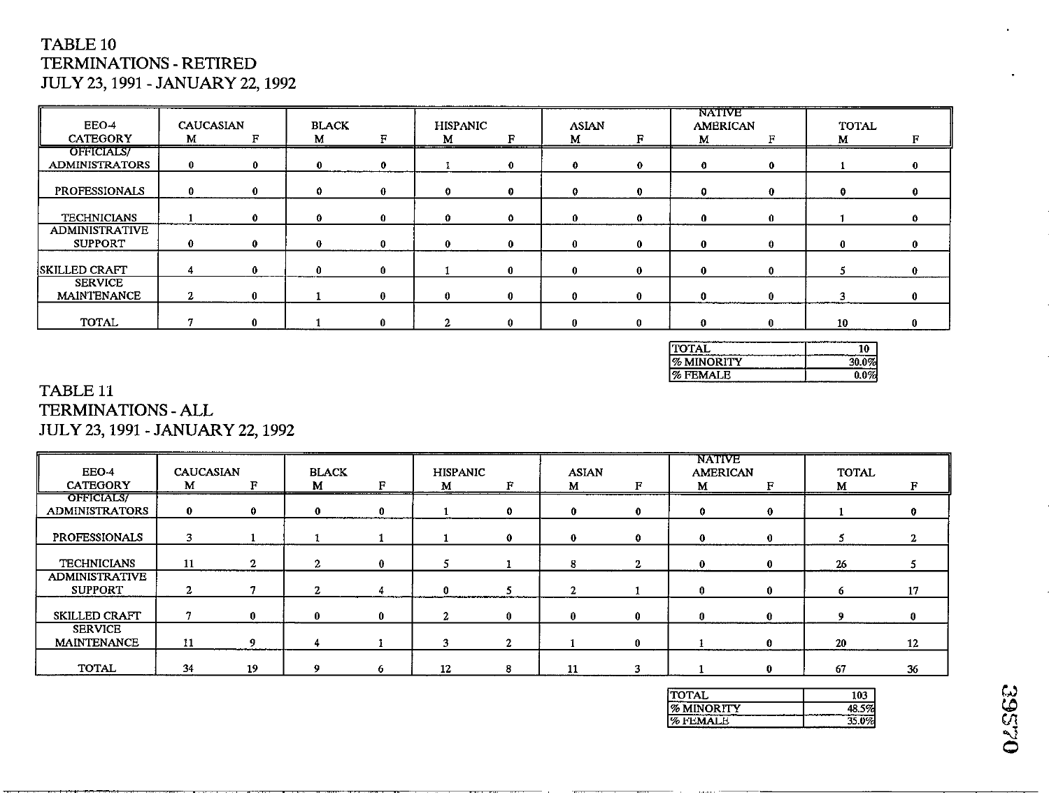TABLE 10
TERMINATIONS - RETIRED
JULY 23, 1991 - JANUARY 22, 1992

| EEO-4 CATEGORY | CAUCASIAN M | CAUCASIAN F | BLACK M | BLACK F | HISPANIC M | HISPANIC F | ASIAN M | ASIAN F | NATIVE AMERICAN M | NATIVE AMERICAN F | TOTAL M | TOTAL F |
|---|---|---|---|---|---|---|---|---|---|---|---|---|
| OFFICIALS/ ADMINISTRATORS | 0 | 0 | 0 | 0 | 1 | 0 | 0 | 0 | 0 | 0 | 1 | 0 |
| PROFESSIONALS | 0 | 0 | 0 | 0 | 0 | 0 | 0 | 0 | 0 | 0 | 0 | 0 |
| TECHNICIANS | 1 | 0 | 0 | 0 | 0 | 0 | 0 | 0 | 0 | 0 | 1 | 0 |
| ADMINISTRATIVE SUPPORT | 0 | 0 | 0 | 0 | 0 | 0 | 0 | 0 | 0 | 0 | 0 | 0 |
| SKILLED CRAFT | 4 | 0 | 0 | 0 | 1 | 0 | 0 | 0 | 0 | 0 | 5 | 0 |
| SERVICE MAINTENANCE | 2 | 0 | 1 | 0 | 0 | 0 | 0 | 0 | 0 | 0 | 3 | 0 |
| TOTAL | 7 | 0 | 1 | 0 | 2 | 0 | 0 | 0 | 0 | 0 | 10 | 0 |

| | |
|---|---|
| TOTAL | 10 |
| % MINORITY | 30.0% |
| % FEMALE | 0.0% |

TABLE 11
TERMINATIONS - ALL
JULY 23, 1991 - JANUARY 22, 1992

| EEO-4 CATEGORY | CAUCASIAN M | CAUCASIAN F | BLACK M | BLACK F | HISPANIC M | HISPANIC F | ASIAN M | ASIAN F | NATIVE AMERICAN M | NATIVE AMERICAN F | TOTAL M | TOTAL F |
|---|---|---|---|---|---|---|---|---|---|---|---|---|
| OFFICIALS/ ADMINISTRATORS | 0 | 0 | 0 | 0 | 1 | 0 | 0 | 0 | 0 | 0 | 1 | 0 |
| PROFESSIONALS | 3 | 1 | 1 | 1 | 1 | 0 | 0 | 0 | 0 | 0 | 5 | 2 |
| TECHNICIANS | 11 | 2 | 2 | 0 | 5 | 1 | 8 | 2 | 0 | 0 | 26 | 5 |
| ADMINISTRATIVE SUPPORT | 2 | 7 | 2 | 4 | 0 | 5 | 2 | 1 | 0 | 0 | 6 | 17 |
| SKILLED CRAFT | 7 | 0 | 0 | 0 | 2 | 0 | 0 | 0 | 0 | 0 | 9 | 0 |
| SERVICE MAINTENANCE | 11 | 9 | 4 | 1 | 3 | 2 | 1 | 0 | 1 | 0 | 20 | 12 |
| TOTAL | 34 | 19 | 9 | 6 | 12 | 8 | 11 | 3 | 1 | 0 | 67 | 36 |

| | |
|---|---|
| TOTAL | 103 |
| % MINORITY | 48.5% |
| % FEMALE | 35.0% |

39570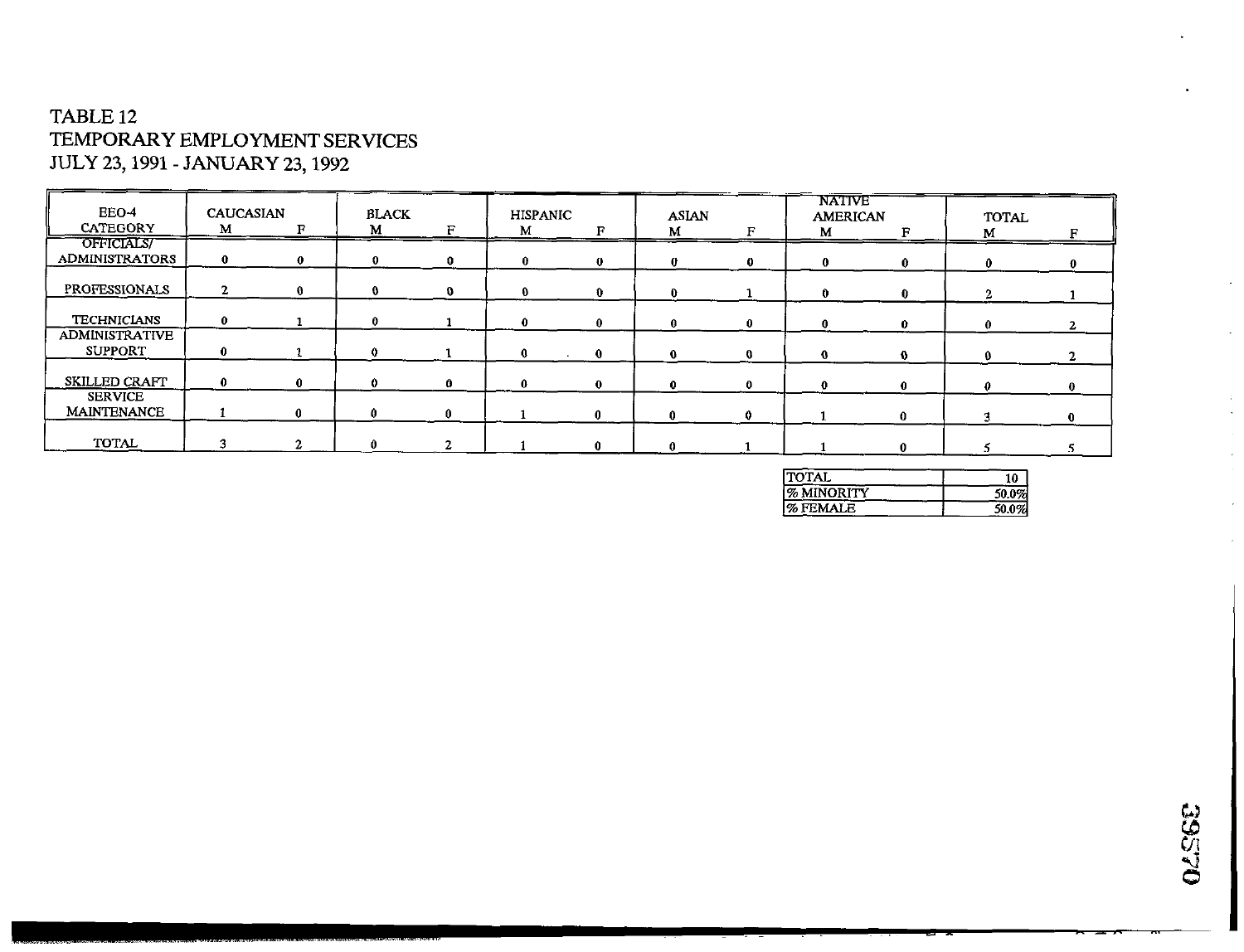TABLE 12
TEMPORARY EMPLOYMENT SERVICES
JULY 23, 1991 - JANUARY 23, 1992

| EEO-4 CATEGORY | CAUCASIAN | | BLACK | | HISPANIC | | ASIAN | | NATIVE AMERICAN | | TOTAL | |
|---|---|---|---|---|---|---|---|---|---|---|---|---|
| | M | F | M | F | M | F | M | F | M | F | M | F |
| OFFICIALS/ ADMINISTRATORS | 0 | 0 | 0 | 0 | 0 | 0 | 0 | 0 | 0 | 0 | 0 | 0 |
| PROFESSIONALS | 2 | 0 | 0 | 0 | 0 | 0 | 0 | 1 | 0 | 0 | 2 | 1 |
| TECHNICIANS | 0 | 1 | 0 | 1 | 0 | 0 | 0 | 0 | 0 | 0 | 0 | 2 |
| ADMINISTRATIVE SUPPORT | 0 | 1 | 0 | 1 | 0 | 0 | 0 | 0 | 0 | 0 | 0 | 2 |
| SKILLED CRAFT | 0 | 0 | 0 | 0 | 0 | 0 | 0 | 0 | 0 | 0 | 0 | 0 |
| SERVICE MAINTENANCE | 1 | 0 | 0 | 0 | 1 | 0 | 0 | 0 | 1 | 0 | 3 | 0 |
| TOTAL | 3 | 2 | 0 | 2 | 1 | 0 | 0 | 1 | 1 | 0 | 5 | 5 |

| | |
|---|---|
| TOTAL | 10 |
| % MINORITY | 50.0% |
| % FEMALE | 50.0% |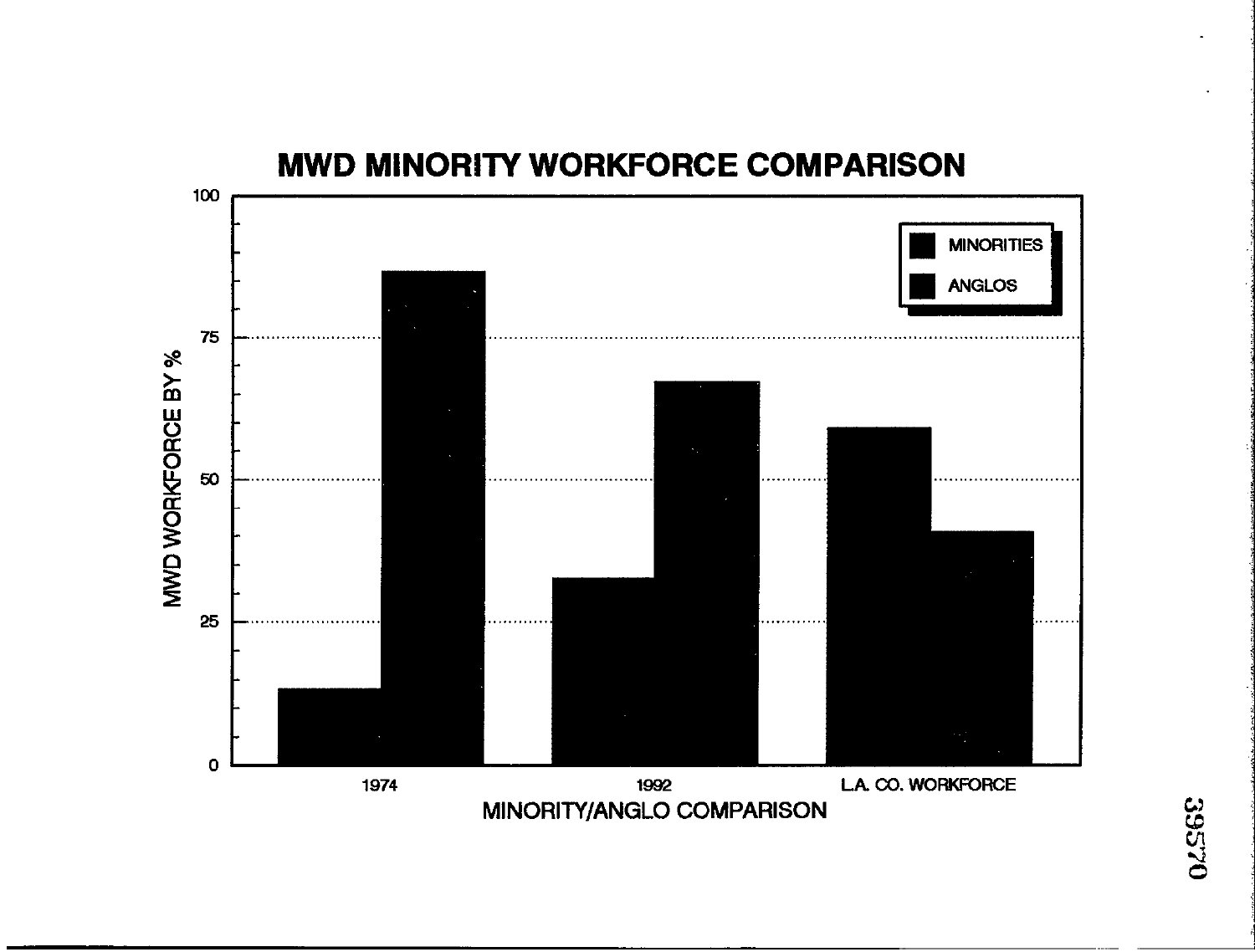# MWD MINORITY WORKFORCE COMPARISON

MWD WORKFORCE BY %

100

75

50

25

0

MINORITIES

ANGLOS

1974

1992

L.A. CO. WORKFORCE

MINORITY/ANGLO COMPARISON

39570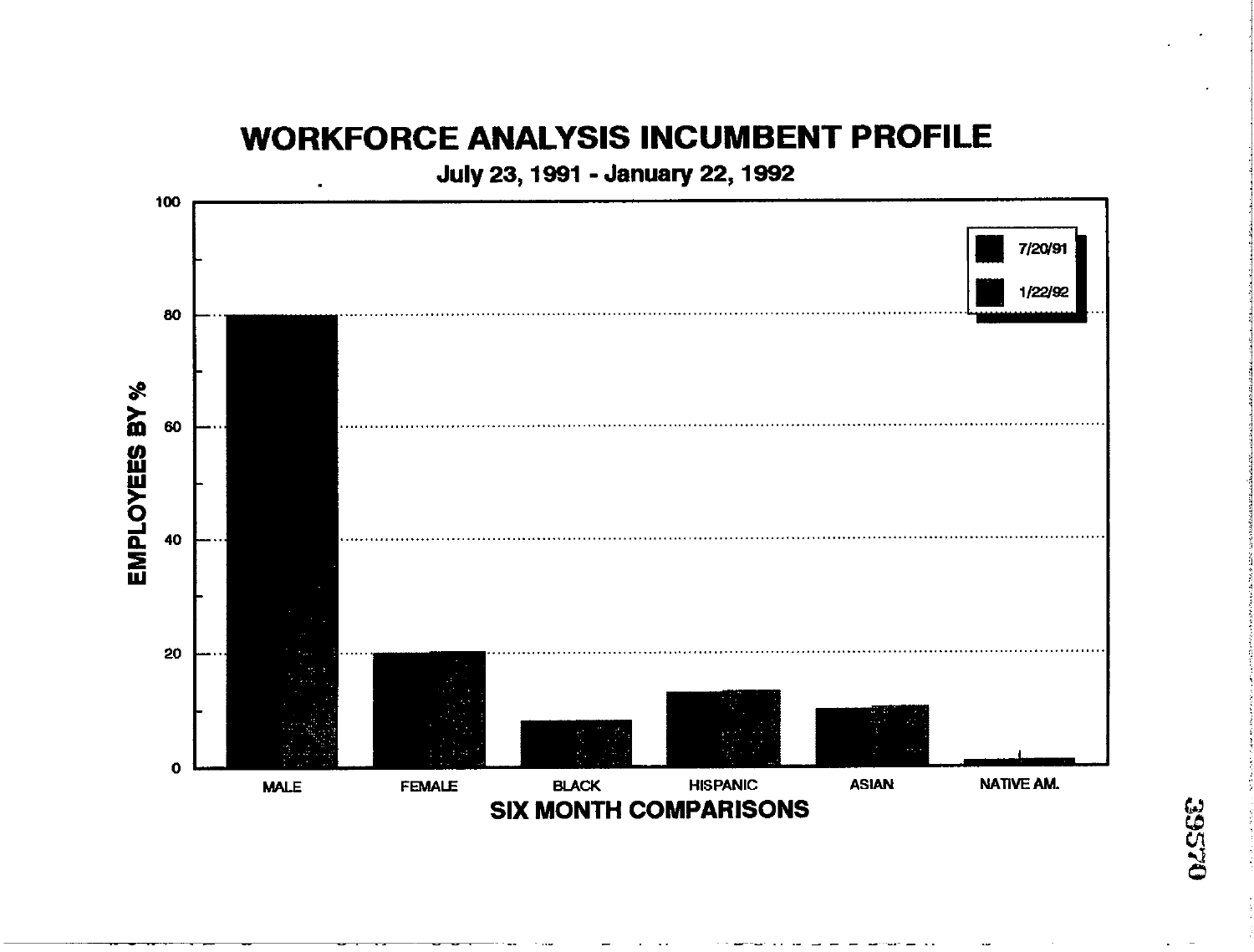# WORKFORCE ANALYSIS INCUMBENT PROFILE

July 23, 1991 - January 22, 1992

EMPLOYEES BY %

100

80

60

40

20

0

7/20/91

1/22/92

MALE FEMALE BLACK HISPANIC ASIAN NATIVE AM.

SIX MONTH COMPARISONS

39570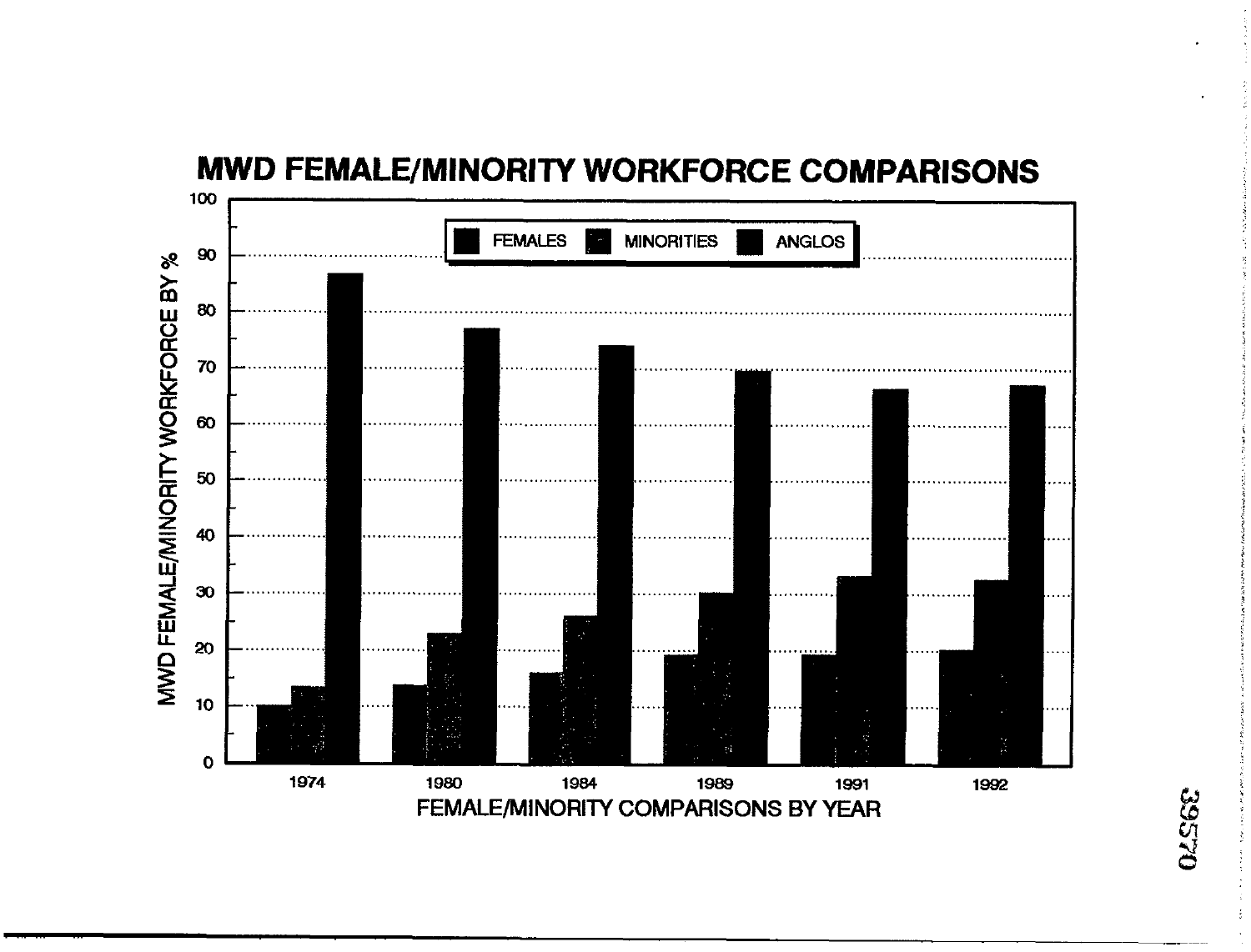# MWD FEMALE/MINORITY WORKFORCE COMPARISONS

FEMALES | MINORITIES | ANGLOS

MWD FEMALE/MINORITY WORKFORCE BY %

100, 90, 80, 70, 60, 50, 40, 30, 20, 10, 0

1974 | 1980 | 1984 | 1989 | 1991 | 1992

FEMALE/MINORITY COMPARISONS BY YEAR

39570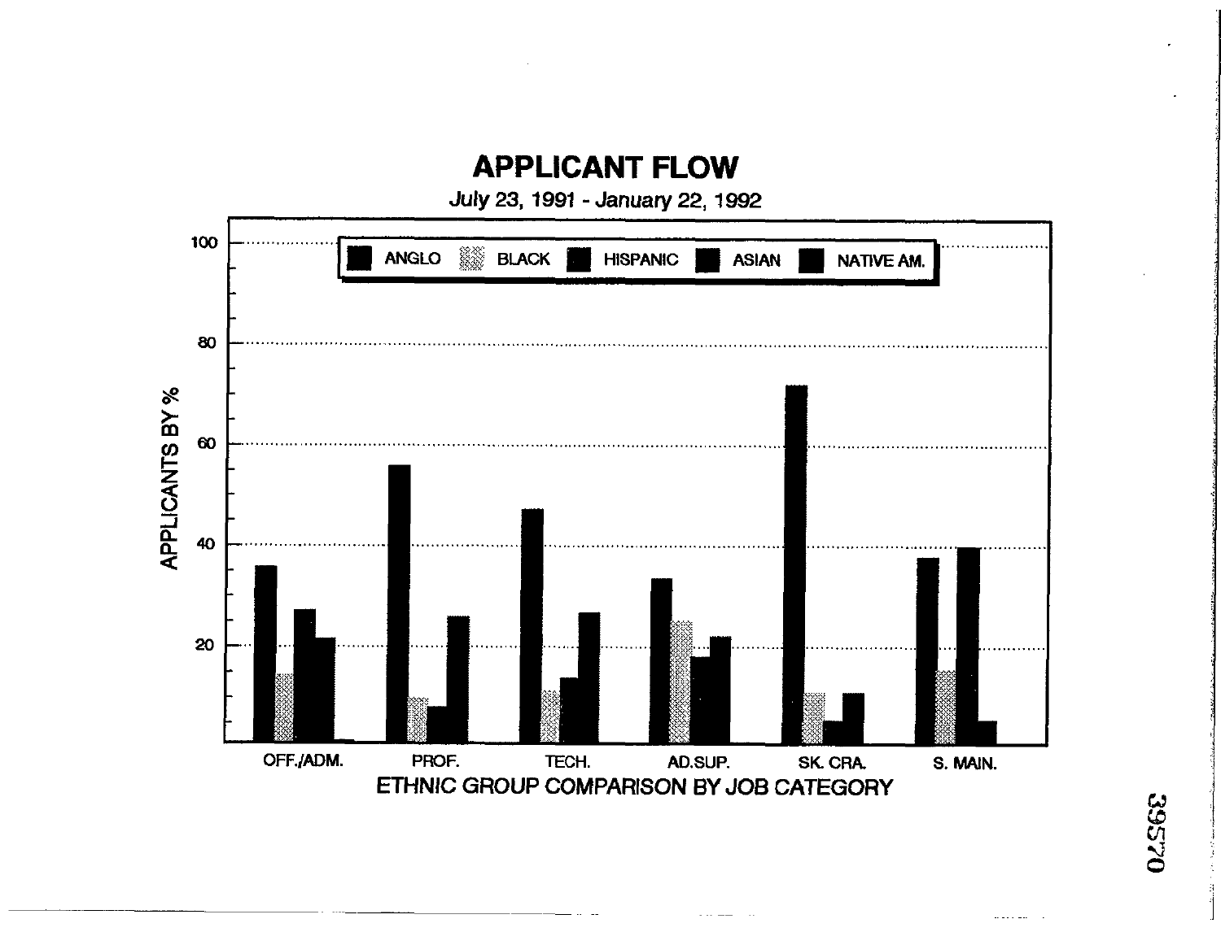# APPLICANT FLOW

July 23, 1991 - January 22, 1992

APPLICANTS BY %

ANGLO BLACK HISPANIC ASIAN NATIVE AM.

100

80

60

40

20

OFF./ADM. PROF. TECH. AD.SUP. SK. CRA. S. MAIN.

ETHNIC GROUP COMPARISON BY JOB CATEGORY

39570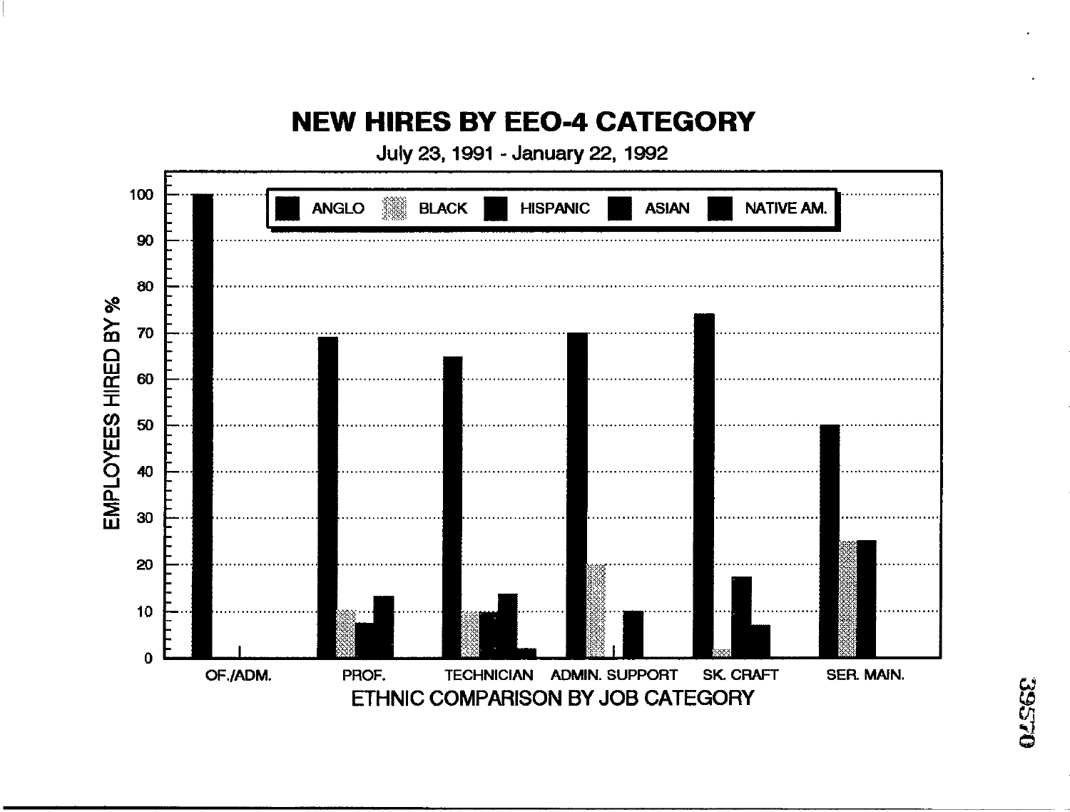# NEW HIRES BY EEO-4 CATEGORY

July 23, 1991 - January 22, 1992

ANGLO BLACK HISPANIC ASIAN NATIVE AM.

EMPLOYEES HIRED BY %

100
90
80
70
60
50
40
30
20
10
0

OF./ADM. PROF. TECHNICIAN ADMIN. SUPPORT SK. CRAFT SER. MAIN.

ETHNIC COMPARISON BY JOB CATEGORY

39570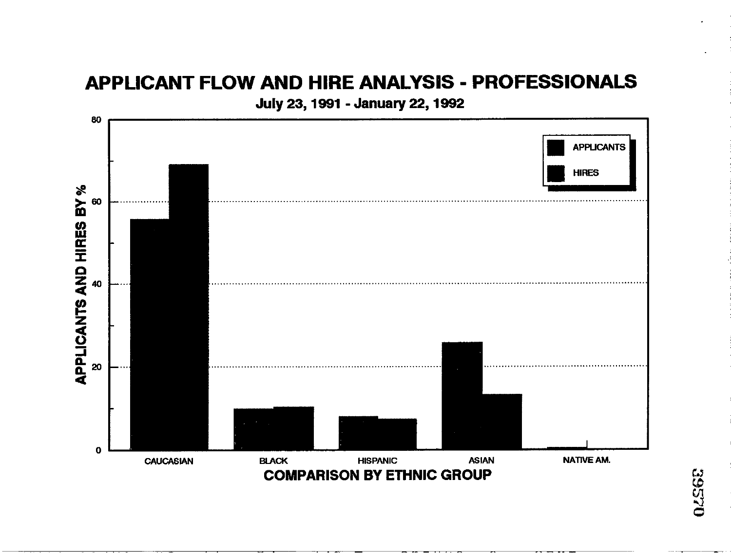# APPLICANT FLOW AND HIRE ANALYSIS - PROFESSIONALS

**July 23, 1991 - January 22, 1992**

APPLICANTS AND HIRES BY %

80

60

40

20

0

APPLICANTS

HIRES

CAUCASIAN BLACK HISPANIC ASIAN NATIVE AM.

**COMPARISON BY ETHNIC GROUP**

39570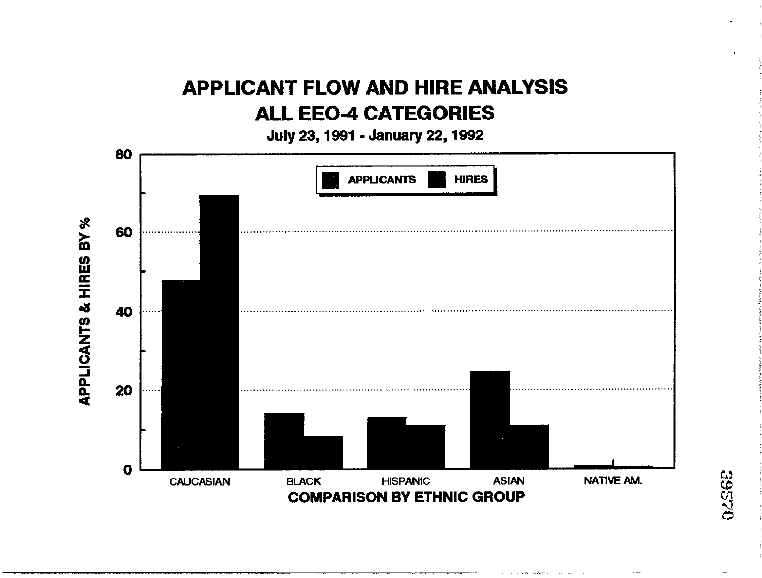# APPLICANT FLOW AND HIRE ANALYSIS
## ALL EEO-4 CATEGORIES

**July 23, 1991 - January 22, 1992**

APPLICANTS & HIRES BY %

APPLICANTS HIRES

0, 20, 40, 60, 80

CAUCASIAN BLACK HISPANIC ASIAN NATIVE AM.

**COMPARISON BY ETHNIC GROUP**

39570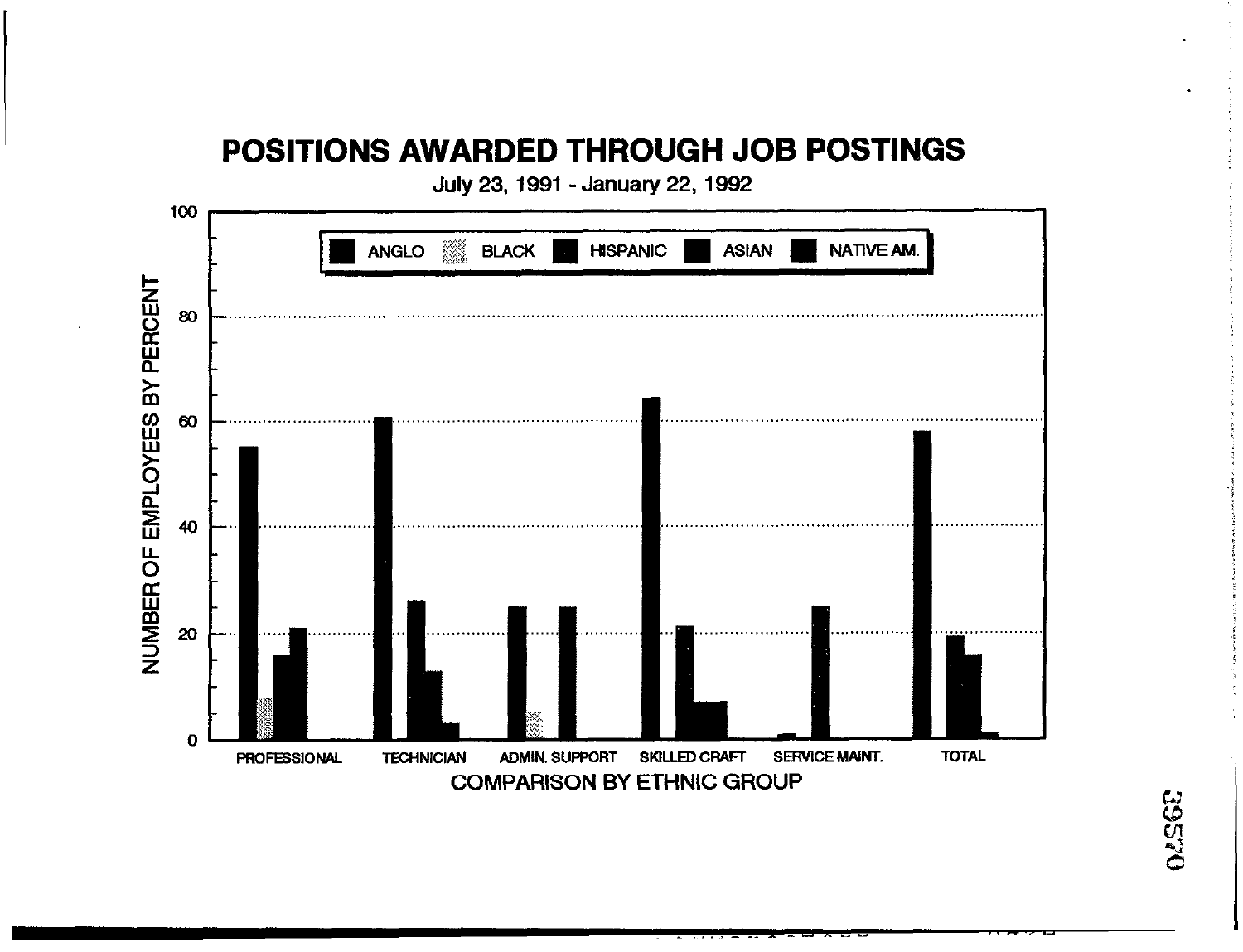# POSITIONS AWARDED THROUGH JOB POSTINGS

July 23, 1991 - January 22, 1992

ANGLO | BLACK | HISPANIC | ASIAN | NATIVE AM.

NUMBER OF EMPLOYEES BY PERCENT

100
80
60
40
20
0

PROFESSIONAL | TECHNICIAN | ADMIN. SUPPORT | SKILLED CRAFT | SERVICE MAINT. | TOTAL

COMPARISON BY ETHNIC GROUP

39570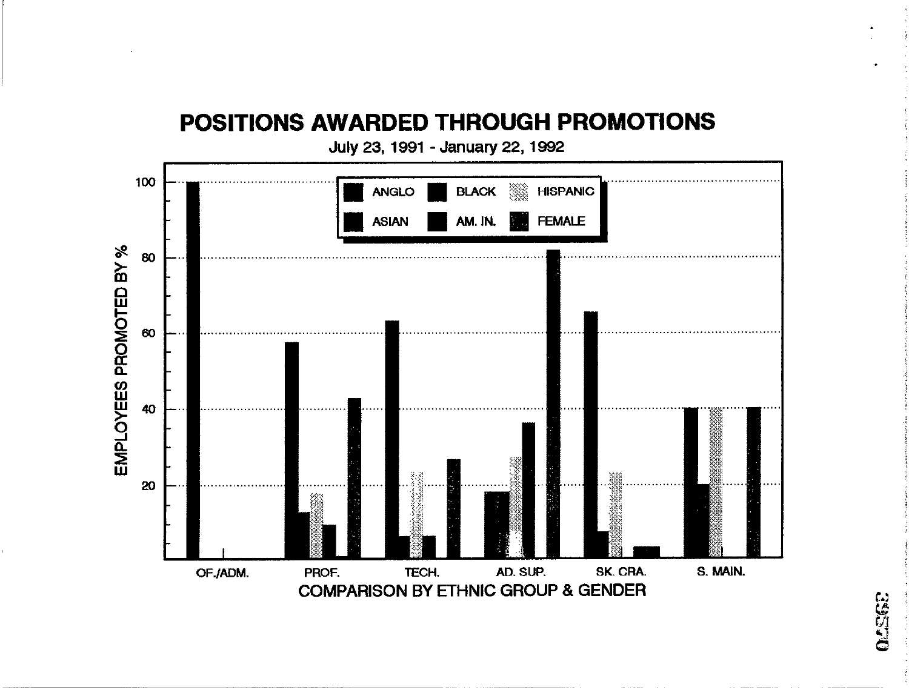# POSITIONS AWARDED THROUGH PROMOTIONS

July 23, 1991 - January 22, 1992

EMPLOYEES PROMOTED BY %

100

80

60

40

20

ANGLO BLACK HISPANIC

ASIAN AM. IN. FEMALE

OF./ADM. PROF. TECH. AD. SUP. SK. CRA. S. MAIN.

COMPARISON BY ETHNIC GROUP & GENDER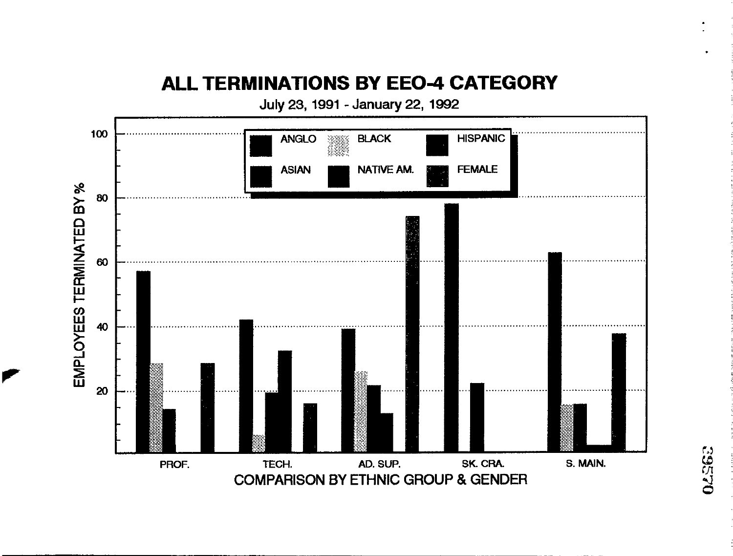# ALL TERMINATIONS BY EEO-4 CATEGORY

July 23, 1991 - January 22, 1992

ANGLO
BLACK
HISPANIC
ASIAN
NATIVE AM.
FEMALE

EMPLOYEES TERMINATED BY %

100
80
60
40
20

PROF.
TECH.
AD. SUP.
SK. CRA.
S. MAIN.

COMPARISON BY ETHNIC GROUP & GENDER

02570